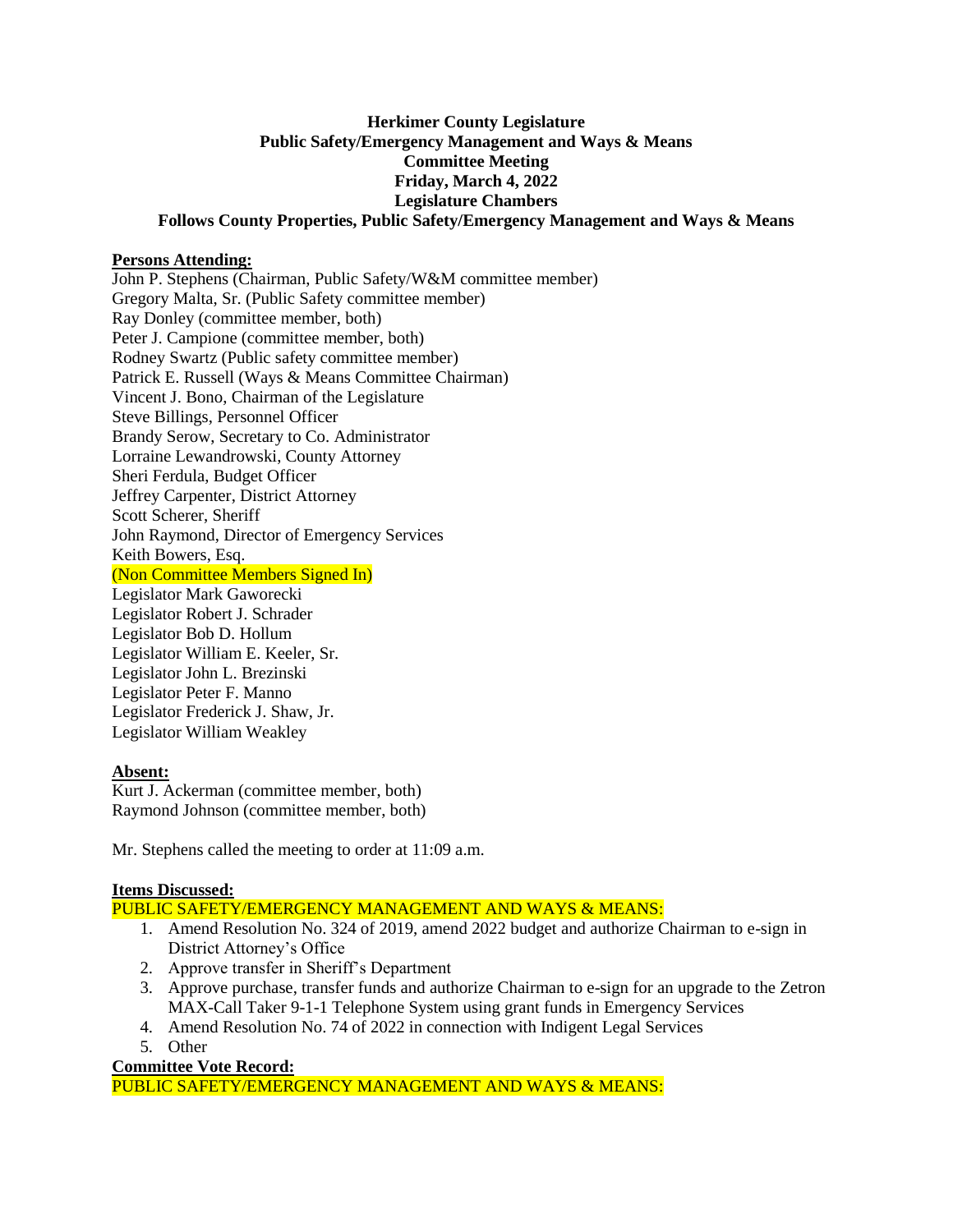**Herkimer County Legislature**
**Public Safety/Emergency Management and Ways & Means**
**Committee Meeting**
**Friday, March 4, 2022**
**Legislature Chambers**
**Follows County Properties, Public Safety/Emergency Management and Ways & Means**

**Persons Attending:**

John P. Stephens (Chairman, Public Safety/W&M committee member)
Gregory Malta, Sr. (Public Safety committee member)
Ray Donley (committee member, both)
Peter J. Campione (committee member, both)
Rodney Swartz (Public safety committee member)
Patrick E. Russell (Ways & Means Committee Chairman)
Vincent J. Bono, Chairman of the Legislature
Steve Billings, Personnel Officer
Brandy Serow, Secretary to Co. Administrator
Lorraine Lewandrowski, County Attorney
Sheri Ferdula, Budget Officer
Jeffrey Carpenter, District Attorney
Scott Scherer, Sheriff
John Raymond, Director of Emergency Services
Keith Bowers, Esq.
(Non Committee Members Signed In)
Legislator Mark Gaworecki
Legislator Robert J. Schrader
Legislator Bob D. Hollum
Legislator William E. Keeler, Sr.
Legislator John L. Brezinski
Legislator Peter F. Manno
Legislator Frederick J. Shaw, Jr.
Legislator William Weakley

**Absent:**

Kurt J. Ackerman (committee member, both)
Raymond Johnson (committee member, both)

Mr. Stephens called the meeting to order at 11:09 a.m.

**Items Discussed:**

PUBLIC SAFETY/EMERGENCY MANAGEMENT AND WAYS & MEANS:

1. Amend Resolution No. 324 of 2019, amend 2022 budget and authorize Chairman to e-sign in District Attorney's Office
2. Approve transfer in Sheriff's Department
3. Approve purchase, transfer funds and authorize Chairman to e-sign for an upgrade to the Zetron MAX-Call Taker 9-1-1 Telephone System using grant funds in Emergency Services
4. Amend Resolution No. 74 of 2022 in connection with Indigent Legal Services
5. Other

**Committee Vote Record:**

PUBLIC SAFETY/EMERGENCY MANAGEMENT AND WAYS & MEANS: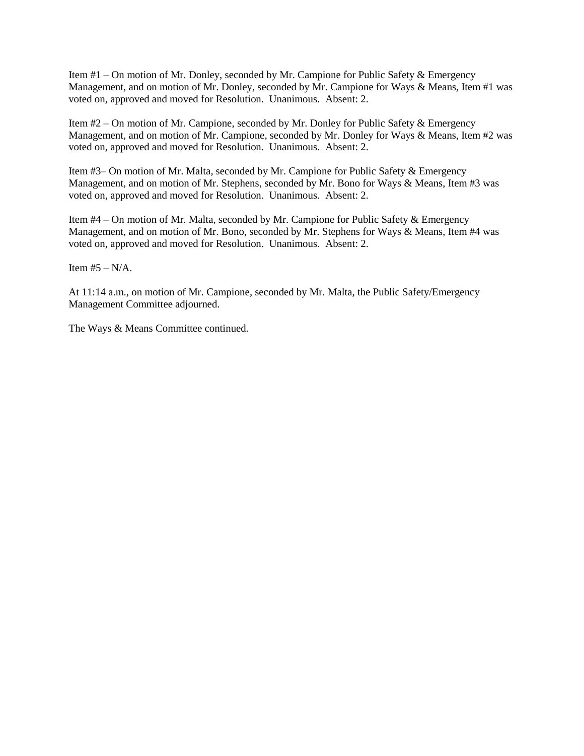Item #1 – On motion of Mr. Donley, seconded by Mr. Campione for Public Safety & Emergency Management, and on motion of Mr. Donley, seconded by Mr. Campione for Ways & Means, Item #1 was voted on, approved and moved for Resolution. Unanimous. Absent: 2.

Item #2 – On motion of Mr. Campione, seconded by Mr. Donley for Public Safety & Emergency Management, and on motion of Mr. Campione, seconded by Mr. Donley for Ways & Means, Item #2 was voted on, approved and moved for Resolution. Unanimous. Absent: 2.

Item #3– On motion of Mr. Malta, seconded by Mr. Campione for Public Safety & Emergency Management, and on motion of Mr. Stephens, seconded by Mr. Bono for Ways & Means, Item #3 was voted on, approved and moved for Resolution. Unanimous. Absent: 2.

Item #4 – On motion of Mr. Malta, seconded by Mr. Campione for Public Safety & Emergency Management, and on motion of Mr. Bono, seconded by Mr. Stephens for Ways & Means, Item #4 was voted on, approved and moved for Resolution. Unanimous. Absent: 2.

Item #5 – N/A.

At 11:14 a.m., on motion of Mr. Campione, seconded by Mr. Malta, the Public Safety/Emergency Management Committee adjourned.

The Ways & Means Committee continued.